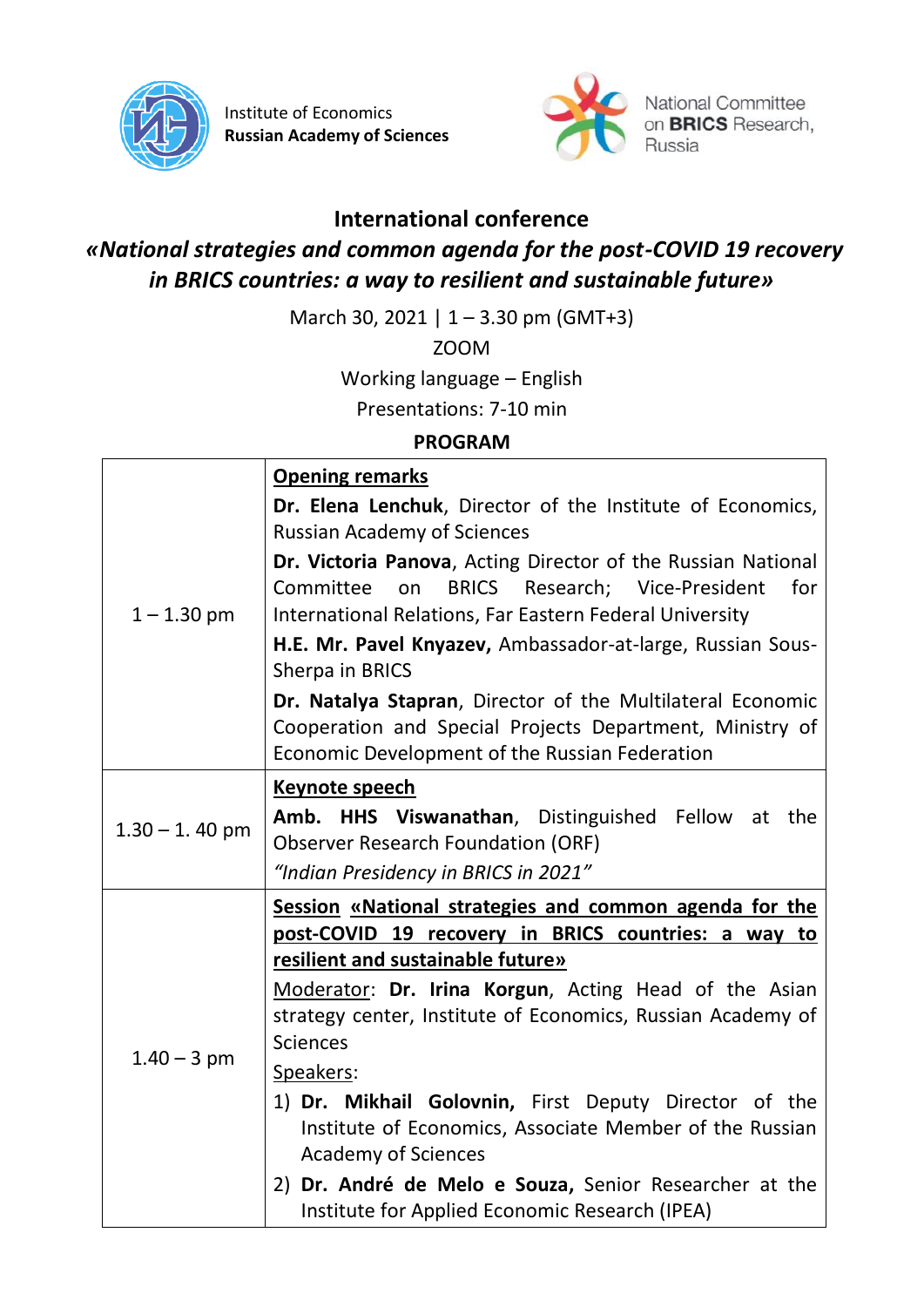Institute of Economics
**Russian Academy of Sciences**

National Committee on **BRICS** Research, Russia

## International conference

## *«National strategies and common agenda for the post-COVID 19 recovery in BRICS countries: a way to resilient and sustainable future»*

March 30, 2021 | 1 – 3.30 pm (GMT+3)

ZOOM

Working language – English

Presentations: 7-10 min

**PROGRAM**

| | |
|---|---|
| 1 – 1.30 pm | **Opening remarks**<br>**Dr. Elena Lenchuk**, Director of the Institute of Economics, Russian Academy of Sciences<br>**Dr. Victoria Panova**, Acting Director of the Russian National Committee on BRICS Research; Vice-President for International Relations, Far Eastern Federal University<br>**H.E. Mr. Pavel Knyazev,** Ambassador-at-large, Russian Sous-Sherpa in BRICS<br>**Dr. Natalya Stapran**, Director of the Multilateral Economic Cooperation and Special Projects Department, Ministry of Economic Development of the Russian Federation |
| 1.30 – 1. 40 pm | **Keynote speech**<br>**Amb. HHS Viswanathan**, Distinguished Fellow at the Observer Research Foundation (ORF)<br>*"Indian Presidency in BRICS in 2021"* |
| 1.40 – 3 pm | **Session «National strategies and common agenda for the post-COVID 19 recovery in BRICS countries: a way to resilient and sustainable future»**<br>Moderator: **Dr. Irina Korgun**, Acting Head of the Asian strategy center, Institute of Economics, Russian Academy of Sciences<br>Speakers:<br>1) **Dr. Mikhail Golovnin,** First Deputy Director of the Institute of Economics, Associate Member of the Russian Academy of Sciences<br>2) **Dr. André de Melo e Souza,** Senior Researcher at the Institute for Applied Economic Research (IPEA) |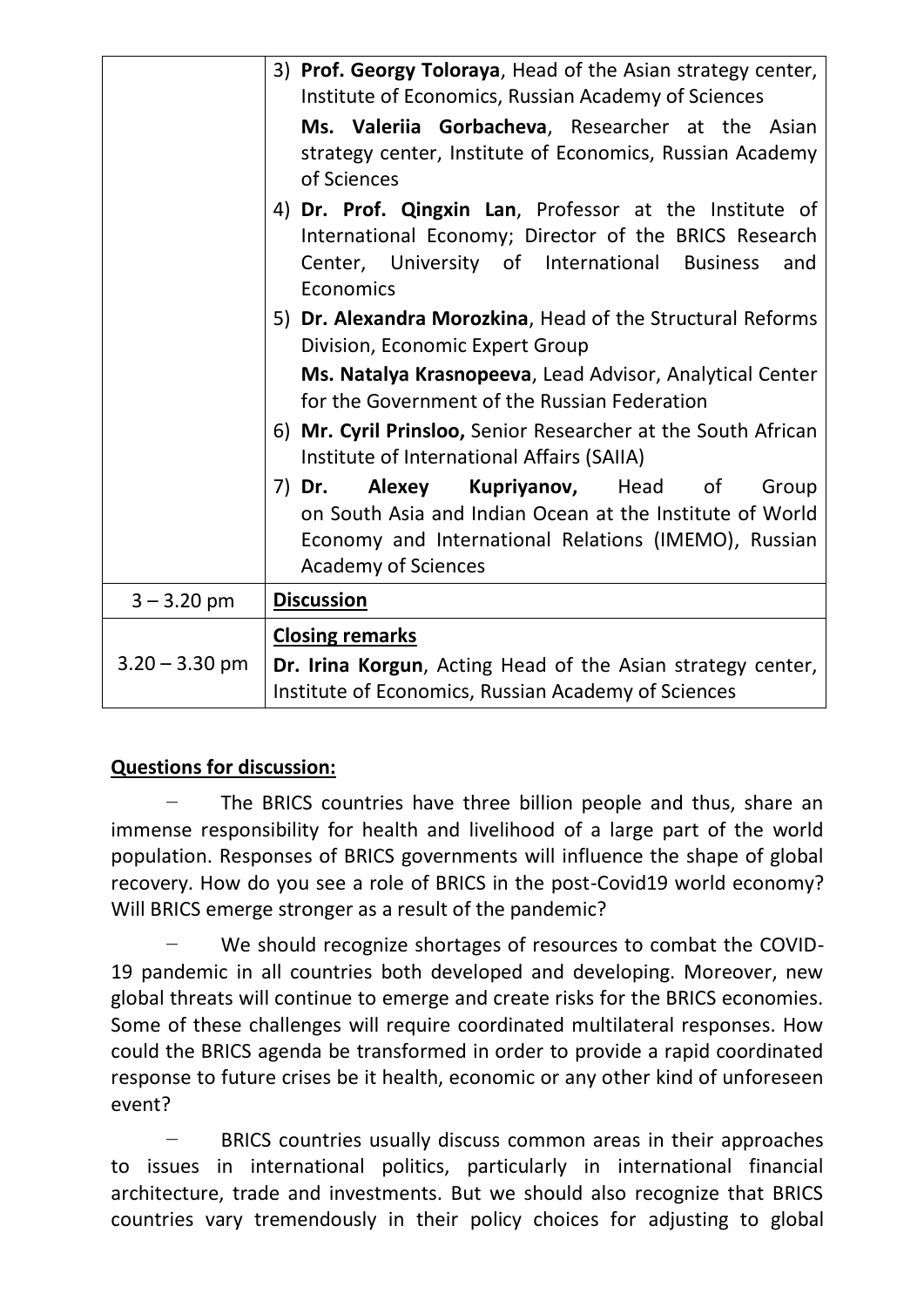| | |
|---|---|
| | 3) **Prof. Georgy Toloraya**, Head of the Asian strategy center, Institute of Economics, Russian Academy of Sciences<br>**Ms. Valeriia Gorbacheva**, Researcher at the Asian strategy center, Institute of Economics, Russian Academy of Sciences<br>4) **Dr. Prof. Qingxin Lan**, Professor at the Institute of International Economy; Director of the BRICS Research Center, University of International Business and Economics<br>5) **Dr. Alexandra Morozkina**, Head of the Structural Reforms Division, Economic Expert Group<br>**Ms. Natalya Krasnopeeva**, Lead Advisor, Analytical Center for the Government of the Russian Federation<br>6) **Mr. Cyril Prinsloo,** Senior Researcher at the South African Institute of International Affairs (SAIIA)<br>7) **Dr. Alexey Kupriyanov,** Head of Group on South Asia and Indian Ocean at the Institute of World Economy and International Relations (IMEMO), Russian Academy of Sciences |
| 3 – 3.20 pm | **Discussion** |
| 3.20 – 3.30 pm | **Closing remarks**<br>**Dr. Irina Korgun**, Acting Head of the Asian strategy center, Institute of Economics, Russian Academy of Sciences |

**Questions for discussion:**

– The BRICS countries have three billion people and thus, share an immense responsibility for health and livelihood of a large part of the world population. Responses of BRICS governments will influence the shape of global recovery. How do you see a role of BRICS in the post-Covid19 world economy? Will BRICS emerge stronger as a result of the pandemic?

– We should recognize shortages of resources to combat the COVID-19 pandemic in all countries both developed and developing. Moreover, new global threats will continue to emerge and create risks for the BRICS economies. Some of these challenges will require coordinated multilateral responses. How could the BRICS agenda be transformed in order to provide a rapid coordinated response to future crises be it health, economic or any other kind of unforeseen event?

– BRICS countries usually discuss common areas in their approaches to issues in international politics, particularly in international financial architecture, trade and investments. But we should also recognize that BRICS countries vary tremendously in their policy choices for adjusting to global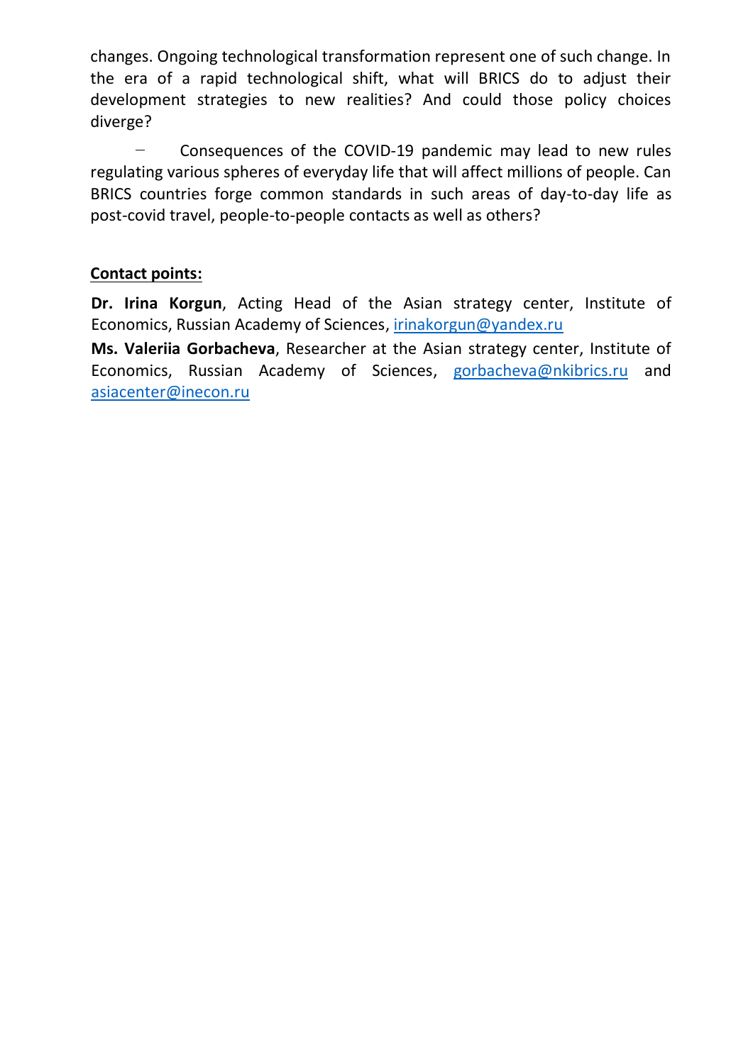changes. Ongoing technological transformation represent one of such change. In the era of a rapid technological shift, what will BRICS do to adjust their development strategies to new realities? And could those policy choices diverge?

- Consequences of the COVID-19 pandemic may lead to new rules regulating various spheres of everyday life that will affect millions of people. Can BRICS countries forge common standards in such areas of day-to-day life as post-covid travel, people-to-people contacts as well as others?

**Contact points:**

**Dr. Irina Korgun**, Acting Head of the Asian strategy center, Institute of Economics, Russian Academy of Sciences, irinakorgun@yandex.ru

**Ms. Valeriia Gorbacheva**, Researcher at the Asian strategy center, Institute of Economics, Russian Academy of Sciences, gorbacheva@nkibrics.ru and asiacenter@inecon.ru